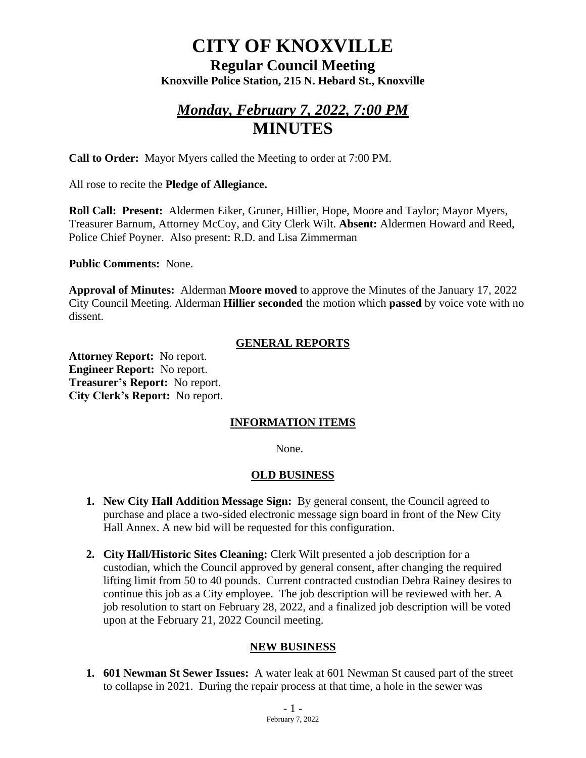# CITY OF KNOXVILLE

## Regular Council Meeting

### Knoxville Police Station, 215 N. Hebard St., Knoxville

## *Monday, February 7, 2022, 7:00 PM*

## MINUTES

**Call to Order:** Mayor Myers called the Meeting to order at 7:00 PM.

All rose to recite the **Pledge of Allegiance.**

**Roll Call: Present:** Aldermen Eiker, Gruner, Hillier, Hope, Moore and Taylor; Mayor Myers, Treasurer Barnum, Attorney McCoy, and City Clerk Wilt. **Absent:** Aldermen Howard and Reed, Police Chief Poyner. Also present: R.D. and Lisa Zimmerman

**Public Comments:** None.

**Approval of Minutes:** Alderman **Moore moved** to approve the Minutes of the January 17, 2022 City Council Meeting. Alderman **Hillier seconded** the motion which **passed** by voice vote with no dissent.

### GENERAL REPORTS

**Attorney Report:** No report.
**Engineer Report:** No report.
**Treasurer's Report:** No report.
**City Clerk's Report:** No report.

### INFORMATION ITEMS

None.

### OLD BUSINESS

1. **New City Hall Addition Message Sign:** By general consent, the Council agreed to purchase and place a two-sided electronic message sign board in front of the New City Hall Annex. A new bid will be requested for this configuration.

2. **City Hall/Historic Sites Cleaning:** Clerk Wilt presented a job description for a custodian, which the Council approved by general consent, after changing the required lifting limit from 50 to 40 pounds. Current contracted custodian Debra Rainey desires to continue this job as a City employee. The job description will be reviewed with her. A job resolution to start on February 28, 2022, and a finalized job description will be voted upon at the February 21, 2022 Council meeting.

### NEW BUSINESS

1. **601 Newman St Sewer Issues:** A water leak at 601 Newman St caused part of the street to collapse in 2021. During the repair process at that time, a hole in the sewer was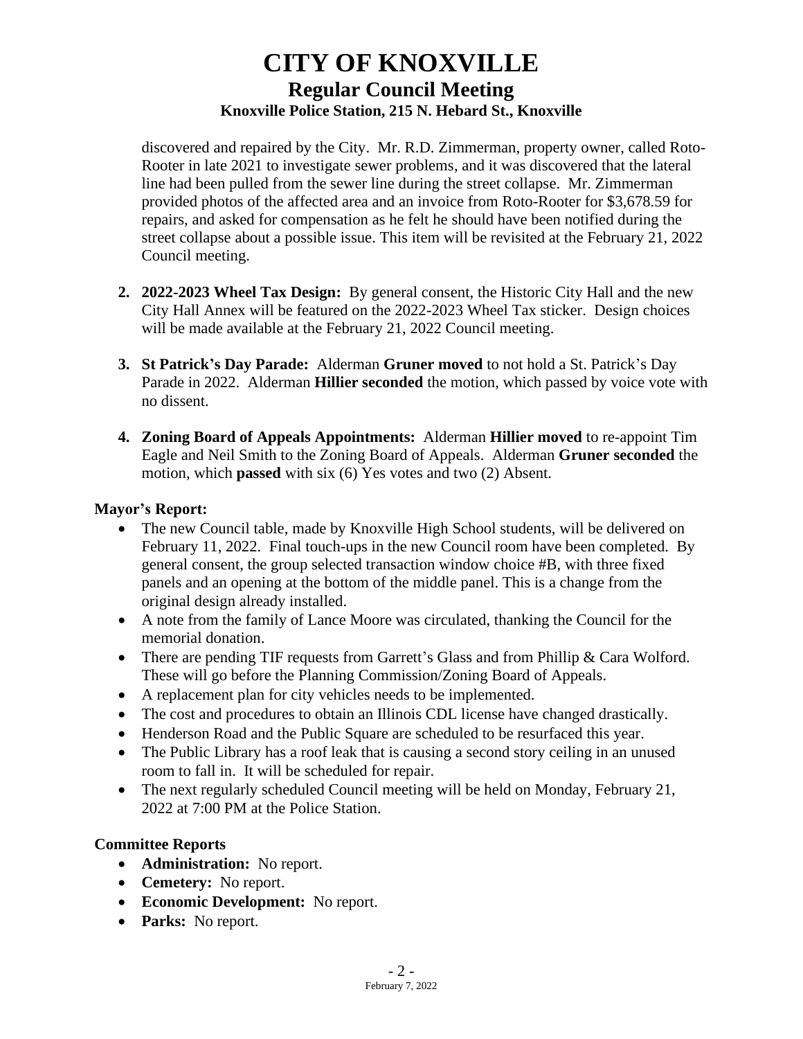discovered and repaired by the City. Mr. R.D. Zimmerman, property owner, called Roto-Rooter in late 2021 to investigate sewer problems, and it was discovered that the lateral line had been pulled from the sewer line during the street collapse. Mr. Zimmerman provided photos of the affected area and an invoice from Roto-Rooter for $3,678.59 for repairs, and asked for compensation as he felt he should have been notified during the street collapse about a possible issue. This item will be revisited at the February 21, 2022 Council meeting.

2. **2022-2023 Wheel Tax Design:** By general consent, the Historic City Hall and the new City Hall Annex will be featured on the 2022-2023 Wheel Tax sticker. Design choices will be made available at the February 21, 2022 Council meeting.

3. **St Patrick's Day Parade:** Alderman **Gruner moved** to not hold a St. Patrick's Day Parade in 2022. Alderman **Hillier seconded** the motion, which passed by voice vote with no dissent.

4. **Zoning Board of Appeals Appointments:** Alderman **Hillier moved** to re-appoint Tim Eagle and Neil Smith to the Zoning Board of Appeals. Alderman **Gruner seconded** the motion, which **passed** with six (6) Yes votes and two (2) Absent.

**Mayor's Report:**

- The new Council table, made by Knoxville High School students, will be delivered on February 11, 2022. Final touch-ups in the new Council room have been completed. By general consent, the group selected transaction window choice #B, with three fixed panels and an opening at the bottom of the middle panel. This is a change from the original design already installed.
- A note from the family of Lance Moore was circulated, thanking the Council for the memorial donation.
- There are pending TIF requests from Garrett's Glass and from Phillip & Cara Wolford. These will go before the Planning Commission/Zoning Board of Appeals.
- A replacement plan for city vehicles needs to be implemented.
- The cost and procedures to obtain an Illinois CDL license have changed drastically.
- Henderson Road and the Public Square are scheduled to be resurfaced this year.
- The Public Library has a roof leak that is causing a second story ceiling in an unused room to fall in. It will be scheduled for repair.
- The next regularly scheduled Council meeting will be held on Monday, February 21, 2022 at 7:00 PM at the Police Station.

**Committee Reports**

- **Administration:** No report.
- **Cemetery:** No report.
- **Economic Development:** No report.
- **Parks:** No report.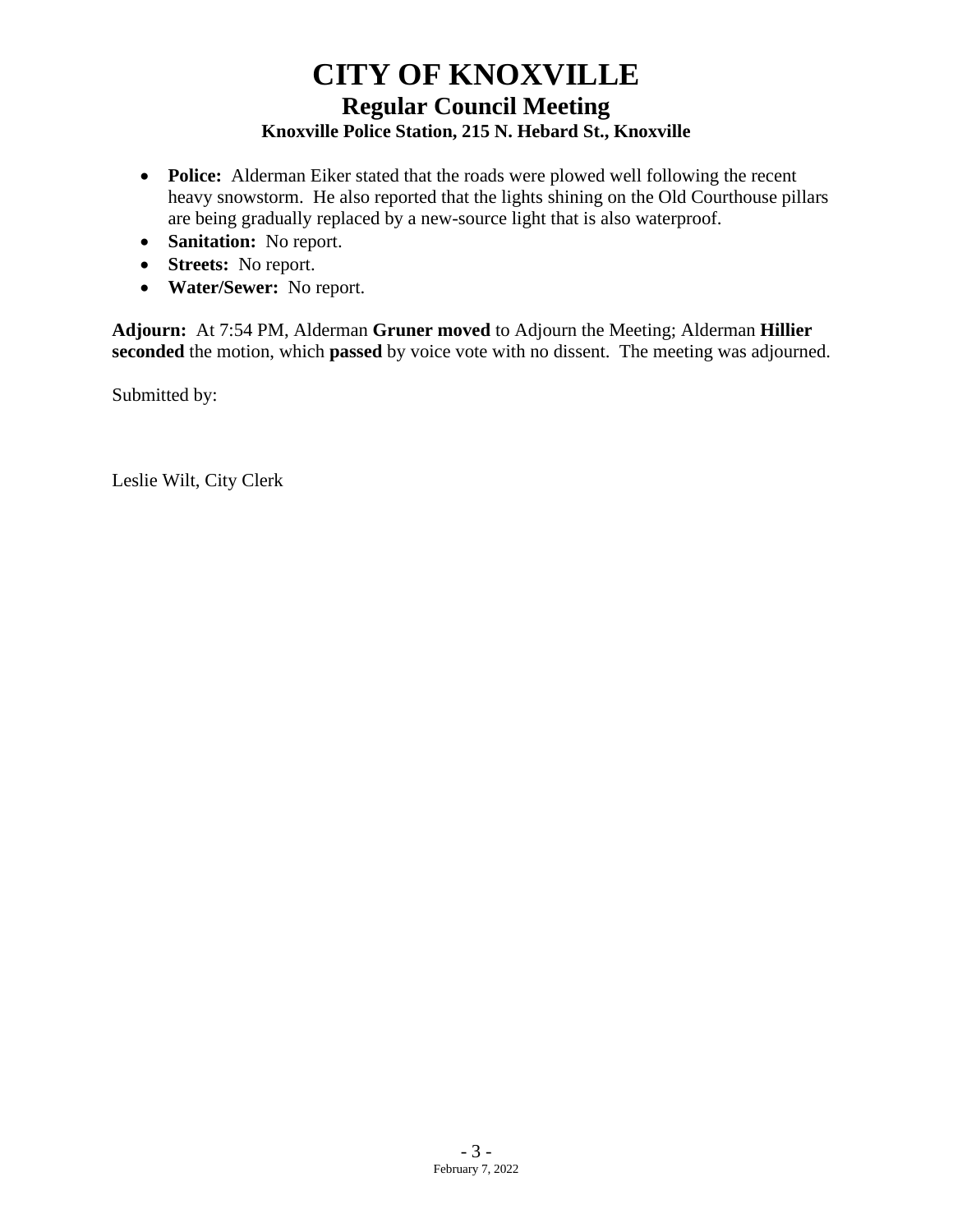- **Police:** Alderman Eiker stated that the roads were plowed well following the recent heavy snowstorm. He also reported that the lights shining on the Old Courthouse pillars are being gradually replaced by a new-source light that is also waterproof.
- **Sanitation:** No report.
- **Streets:** No report.
- **Water/Sewer:** No report.

**Adjourn:** At 7:54 PM, Alderman **Gruner moved** to Adjourn the Meeting; Alderman **Hillier seconded** the motion, which **passed** by voice vote with no dissent. The meeting was adjourned.

Submitted by:

Leslie Wilt, City Clerk